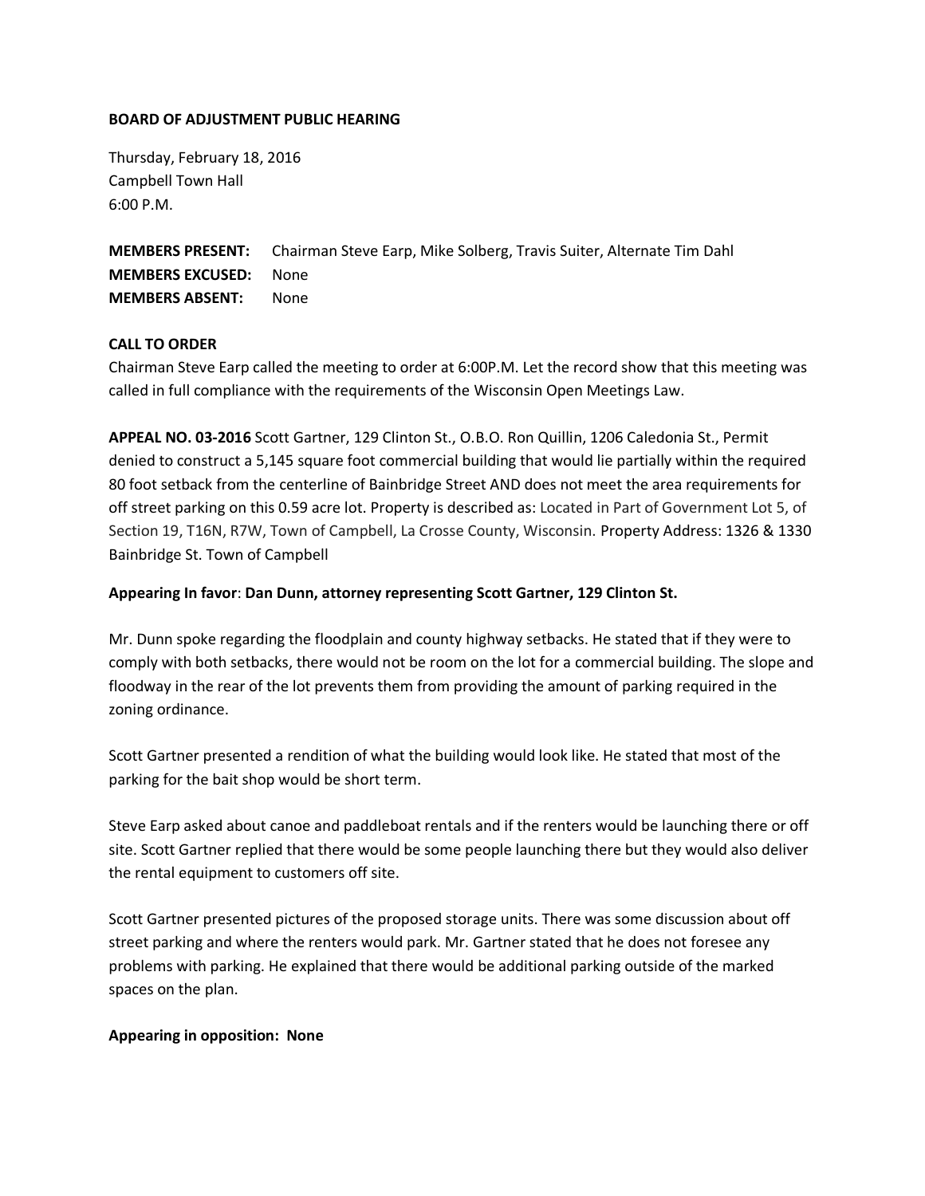**BOARD OF ADJUSTMENT PUBLIC HEARING**

Thursday, February 18, 2016
Campbell Town Hall
6:00 P.M.

**MEMBERS PRESENT:** Chairman Steve Earp, Mike Solberg, Travis Suiter, Alternate Tim Dahl
**MEMBERS EXCUSED:** None
**MEMBERS ABSENT:** None

**CALL TO ORDER**

Chairman Steve Earp called the meeting to order at 6:00P.M. Let the record show that this meeting was called in full compliance with the requirements of the Wisconsin Open Meetings Law.

**APPEAL NO. 03-2016** Scott Gartner, 129 Clinton St., O.B.O. Ron Quillin, 1206 Caledonia St., Permit denied to construct a 5,145 square foot commercial building that would lie partially within the required 80 foot setback from the centerline of Bainbridge Street AND does not meet the area requirements for off street parking on this 0.59 acre lot. Property is described as: Located in Part of Government Lot 5, of Section 19, T16N, R7W, Town of Campbell, La Crosse County, Wisconsin. Property Address: 1326 & 1330 Bainbridge St. Town of Campbell

**Appearing In favor**: **Dan Dunn, attorney representing Scott Gartner, 129 Clinton St.**

Mr. Dunn spoke regarding the floodplain and county highway setbacks. He stated that if they were to comply with both setbacks, there would not be room on the lot for a commercial building. The slope and floodway in the rear of the lot prevents them from providing the amount of parking required in the zoning ordinance.

Scott Gartner presented a rendition of what the building would look like. He stated that most of the parking for the bait shop would be short term.

Steve Earp asked about canoe and paddleboat rentals and if the renters would be launching there or off site. Scott Gartner replied that there would be some people launching there but they would also deliver the rental equipment to customers off site.

Scott Gartner presented pictures of the proposed storage units. There was some discussion about off street parking and where the renters would park. Mr. Gartner stated that he does not foresee any problems with parking. He explained that there would be additional parking outside of the marked spaces on the plan.

**Appearing in opposition: None**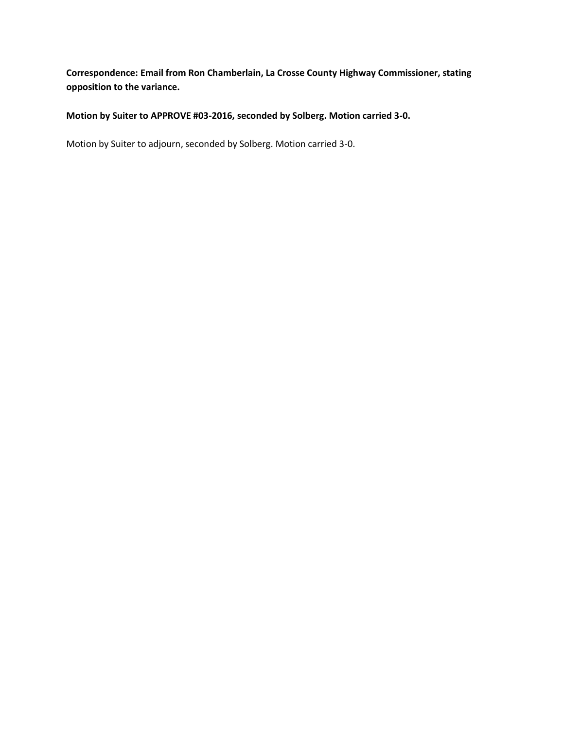**Correspondence: Email from Ron Chamberlain, La Crosse County Highway Commissioner, stating opposition to the variance.**

**Motion by Suiter to APPROVE #03-2016, seconded by Solberg. Motion carried 3-0.**

Motion by Suiter to adjourn, seconded by Solberg. Motion carried 3-0.